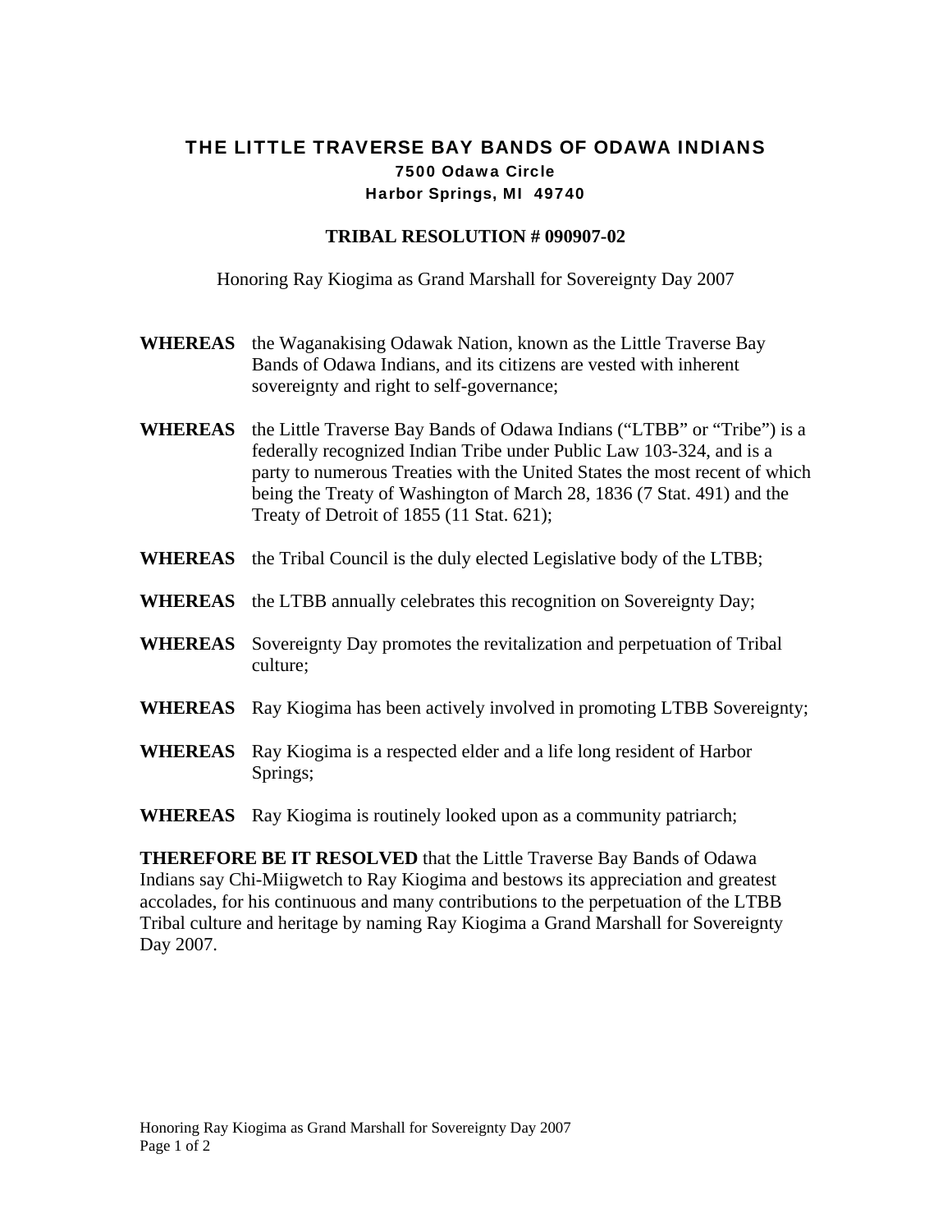# THE LITTLE TRAVERSE BAY BANDS OF ODAWA INDIANS

**7500 Odawa Circle**
**Harbor Springs, MI 49740**

## TRIBAL RESOLUTION # 090907-02

Honoring Ray Kiogima as Grand Marshall for Sovereignty Day 2007

**WHEREAS** the Waganakising Odawak Nation, known as the Little Traverse Bay Bands of Odawa Indians, and its citizens are vested with inherent sovereignty and right to self-governance;

**WHEREAS** the Little Traverse Bay Bands of Odawa Indians ("LTBB" or "Tribe") is a federally recognized Indian Tribe under Public Law 103-324, and is a party to numerous Treaties with the United States the most recent of which being the Treaty of Washington of March 28, 1836 (7 Stat. 491) and the Treaty of Detroit of 1855 (11 Stat. 621);

**WHEREAS** the Tribal Council is the duly elected Legislative body of the LTBB;

**WHEREAS** the LTBB annually celebrates this recognition on Sovereignty Day;

**WHEREAS** Sovereignty Day promotes the revitalization and perpetuation of Tribal culture;

**WHEREAS** Ray Kiogima has been actively involved in promoting LTBB Sovereignty;

**WHEREAS** Ray Kiogima is a respected elder and a life long resident of Harbor Springs;

**WHEREAS** Ray Kiogima is routinely looked upon as a community patriarch;

**THEREFORE BE IT RESOLVED** that the Little Traverse Bay Bands of Odawa Indians say Chi-Miigwetch to Ray Kiogima and bestows its appreciation and greatest accolades, for his continuous and many contributions to the perpetuation of the LTBB Tribal culture and heritage by naming Ray Kiogima a Grand Marshall for Sovereignty Day 2007.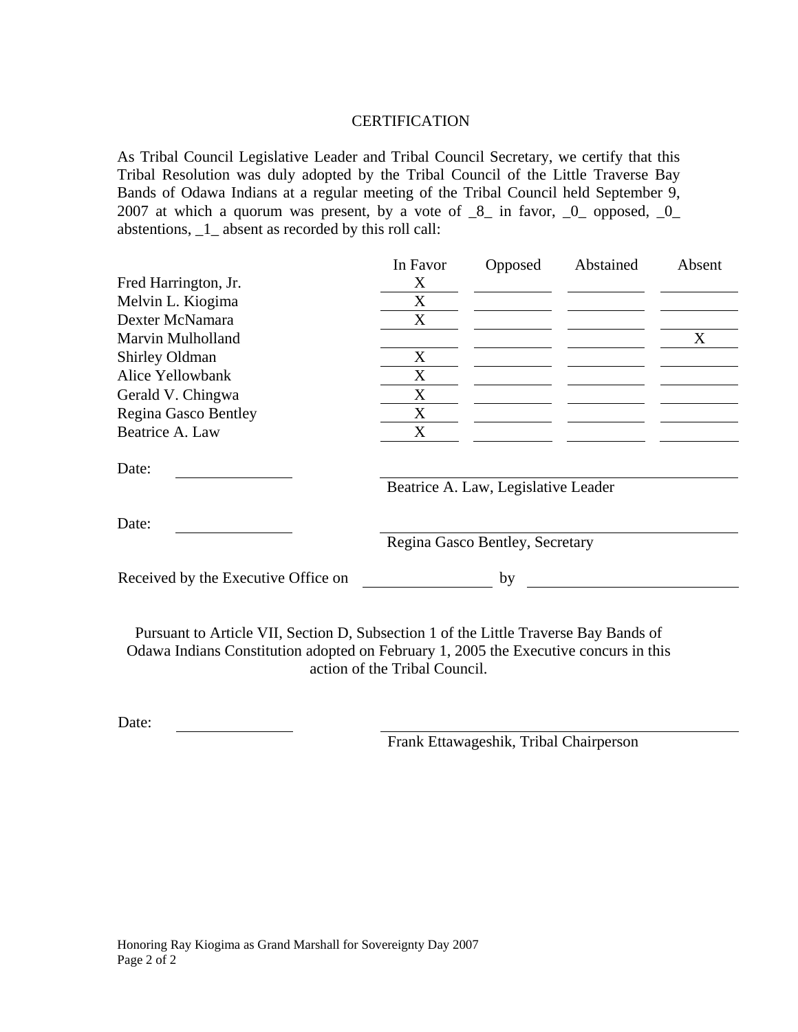# CERTIFICATION

As Tribal Council Legislative Leader and Tribal Council Secretary, we certify that this Tribal Resolution was duly adopted by the Tribal Council of the Little Traverse Bay Bands of Odawa Indians at a regular meeting of the Tribal Council held September 9, 2007 at which a quorum was present, by a vote of _8_ in favor, _0_ opposed, _0_ abstentions, _1_ absent as recorded by this roll call:

| | In Favor | Opposed | Abstained | Absent |
|---|---|---|---|---|
| Fred Harrington, Jr. | X | | | |
| Melvin L. Kiogima | X | | | |
| Dexter McNamara | X | | | |
| Marvin Mulholland | | | | X |
| Shirley Oldman | X | | | |
| Alice Yellowbank | X | | | |
| Gerald V. Chingwa | X | | | |
| Regina Gasco Bentley | X | | | |
| Beatrice A. Law | X | | | |

Date: ______________ ______________________________
Beatrice A. Law, Legislative Leader

Date: ______________ ______________________________
Regina Gasco Bentley, Secretary

Received by the Executive Office on ______________ by ______________________

Pursuant to Article VII, Section D, Subsection 1 of the Little Traverse Bay Bands of Odawa Indians Constitution adopted on February 1, 2005 the Executive concurs in this action of the Tribal Council.

Date: ______________ ______________________________
Frank Ettawageshik, Tribal Chairperson

Honoring Ray Kiogima as Grand Marshall for Sovereignty Day 2007